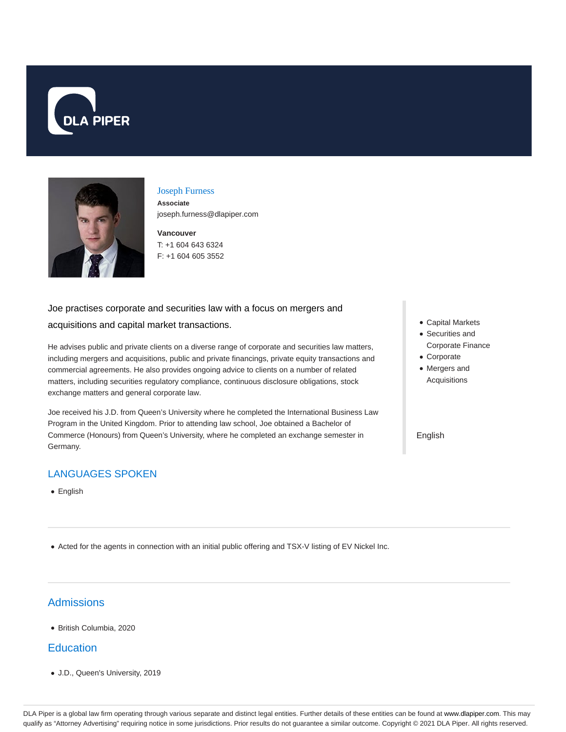DLA PIPER

# Joseph Furness

**Associate**

joseph.furness@dlapiper.com

**Vancouver**

T: +1 604 643 6324

F: +1 604 605 3552

Joe practises corporate and securities law with a focus on mergers and acquisitions and capital market transactions.

He advises public and private clients on a diverse range of corporate and securities law matters, including mergers and acquisitions, public and private financings, private equity transactions and commercial agreements. He also provides ongoing advice to clients on a number of related matters, including securities regulatory compliance, continuous disclosure obligations, stock exchange matters and general corporate law.

Joe received his J.D. from Queen's University where he completed the International Business Law Program in the United Kingdom. Prior to attending law school, Joe obtained a Bachelor of Commerce (Honours) from Queen's University, where he completed an exchange semester in Germany.

- Capital Markets
- Securities and Corporate Finance
- Corporate
- Mergers and Acquisitions

English

## LANGUAGES SPOKEN

- English

---

- Acted for the agents in connection with an initial public offering and TSX-V listing of EV Nickel Inc.

---

## Admissions

- British Columbia, 2020

## Education

- J.D., Queen's University, 2019

DLA Piper is a global law firm operating through various separate and distinct legal entities. Further details of these entities can be found at www.dlapiper.com. This may qualify as "Attorney Advertising" requiring notice in some jurisdictions. Prior results do not guarantee a similar outcome. Copyright © 2021 DLA Piper. All rights reserved.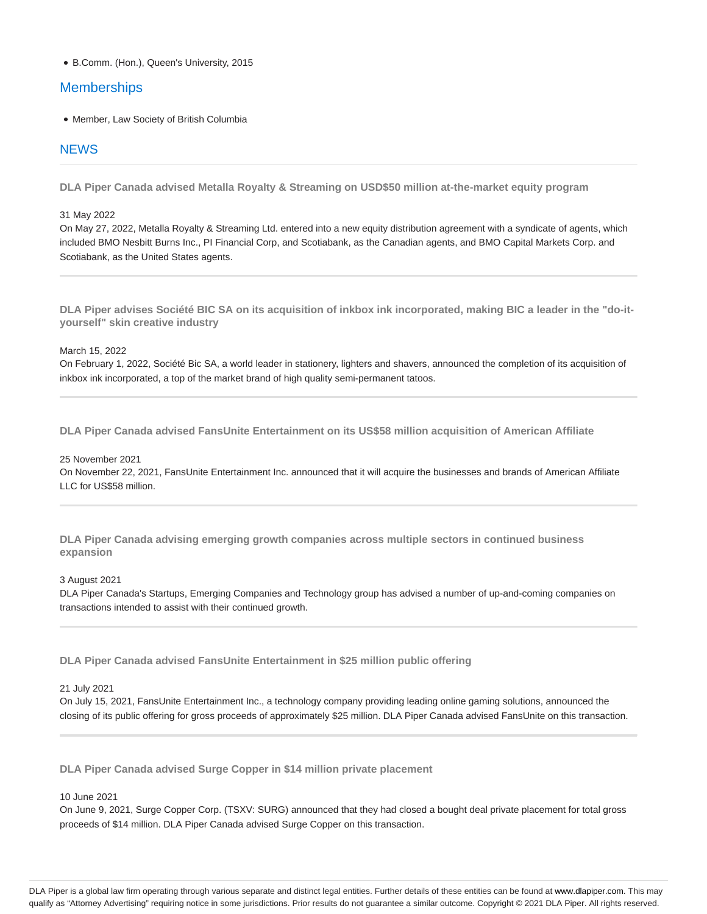- B.Comm. (Hon.), Queen's University, 2015

## Memberships

- Member, Law Society of British Columbia

## NEWS

### DLA Piper Canada advised Metalla Royalty & Streaming on USD$50 million at-the-market equity program

31 May 2022

On May 27, 2022, Metalla Royalty & Streaming Ltd. entered into a new equity distribution agreement with a syndicate of agents, which included BMO Nesbitt Burns Inc., PI Financial Corp, and Scotiabank, as the Canadian agents, and BMO Capital Markets Corp. and Scotiabank, as the United States agents.

### DLA Piper advises Société BIC SA on its acquisition of inkbox ink incorporated, making BIC a leader in the "do-it-yourself" skin creative industry

March 15, 2022

On February 1, 2022, Société Bic SA, a world leader in stationery, lighters and shavers, announced the completion of its acquisition of inkbox ink incorporated, a top of the market brand of high quality semi-permanent tatoos.

### DLA Piper Canada advised FansUnite Entertainment on its US$58 million acquisition of American Affiliate

25 November 2021

On November 22, 2021, FansUnite Entertainment Inc. announced that it will acquire the businesses and brands of American Affiliate LLC for US$58 million.

### DLA Piper Canada advising emerging growth companies across multiple sectors in continued business expansion

3 August 2021

DLA Piper Canada's Startups, Emerging Companies and Technology group has advised a number of up-and-coming companies on transactions intended to assist with their continued growth.

### DLA Piper Canada advised FansUnite Entertainment in $25 million public offering

21 July 2021

On July 15, 2021, FansUnite Entertainment Inc., a technology company providing leading online gaming solutions, announced the closing of its public offering for gross proceeds of approximately $25 million. DLA Piper Canada advised FansUnite on this transaction.

### DLA Piper Canada advised Surge Copper in $14 million private placement

10 June 2021

On June 9, 2021, Surge Copper Corp. (TSXV: SURG) announced that they had closed a bought deal private placement for total gross proceeds of $14 million. DLA Piper Canada advised Surge Copper on this transaction.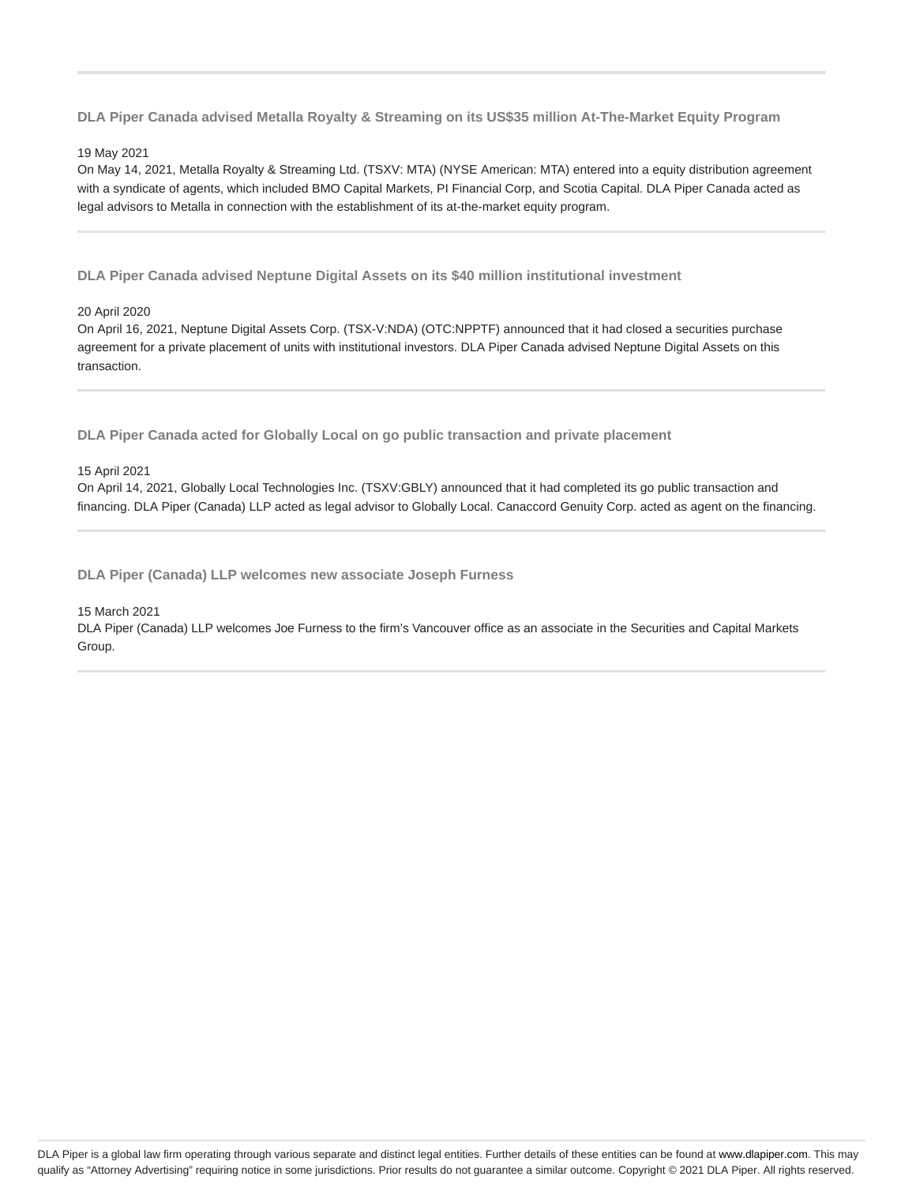### DLA Piper Canada advised Metalla Royalty & Streaming on its US$35 million At-The-Market Equity Program

19 May 2021

On May 14, 2021, Metalla Royalty & Streaming Ltd. (TSXV: MTA) (NYSE American: MTA) entered into a equity distribution agreement with a syndicate of agents, which included BMO Capital Markets, PI Financial Corp, and Scotia Capital. DLA Piper Canada acted as legal advisors to Metalla in connection with the establishment of its at-the-market equity program.

---

### DLA Piper Canada advised Neptune Digital Assets on its $40 million institutional investment

20 April 2020

On April 16, 2021, Neptune Digital Assets Corp. (TSX-V:NDA) (OTC:NPPTF) announced that it had closed a securities purchase agreement for a private placement of units with institutional investors. DLA Piper Canada advised Neptune Digital Assets on this transaction.

---

### DLA Piper Canada acted for Globally Local on go public transaction and private placement

15 April 2021

On April 14, 2021, Globally Local Technologies Inc. (TSXV:GBLY) announced that it had completed its go public transaction and financing. DLA Piper (Canada) LLP acted as legal advisor to Globally Local. Canaccord Genuity Corp. acted as agent on the financing.

---

### DLA Piper (Canada) LLP welcomes new associate Joseph Furness

15 March 2021

DLA Piper (Canada) LLP welcomes Joe Furness to the firm's Vancouver office as an associate in the Securities and Capital Markets Group.

---

DLA Piper is a global law firm operating through various separate and distinct legal entities. Further details of these entities can be found at www.dlapiper.com. This may qualify as "Attorney Advertising" requiring notice in some jurisdictions. Prior results do not guarantee a similar outcome. Copyright © 2021 DLA Piper. All rights reserved.